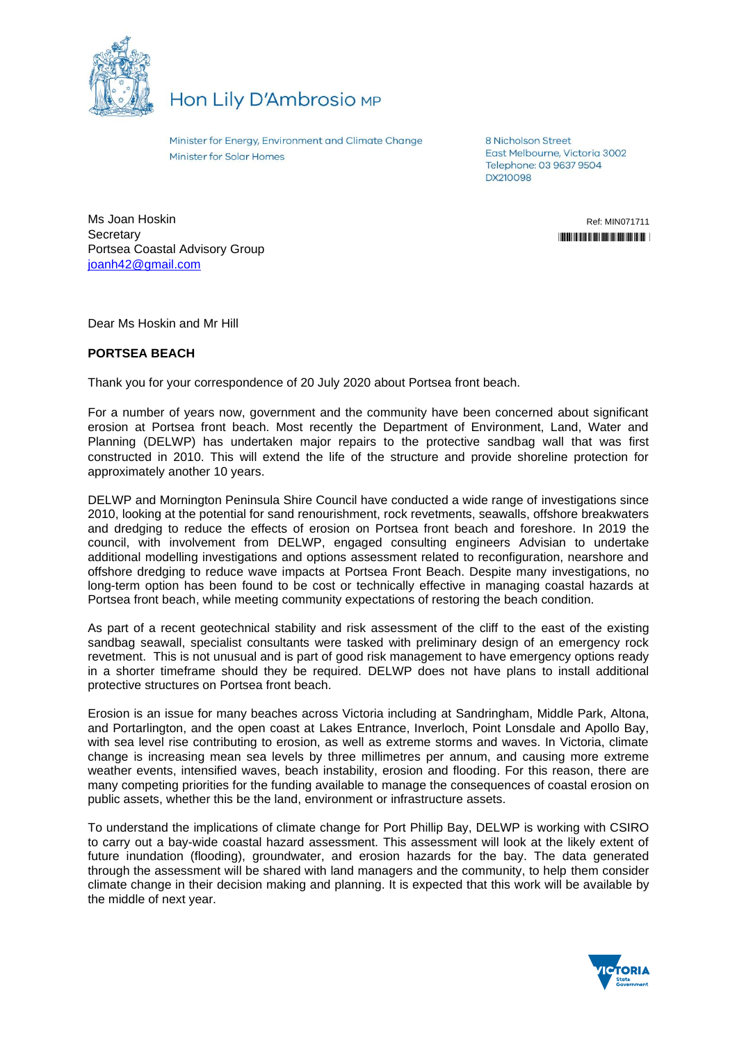# Hon Lily D'Ambrosio MP

Minister for Energy, Environment and Climate Change
Minister for Solar Homes

8 Nicholson Street
East Melbourne, Victoria 3002
Telephone: 03 9637 9504
DX210098

Ms Joan Hoskin
Secretary
Portsea Coastal Advisory Group
joanh42@gmail.com

Ref: MIN071711

Dear Ms Hoskin and Mr Hill

**PORTSEA BEACH**

Thank you for your correspondence of 20 July 2020 about Portsea front beach.

For a number of years now, government and the community have been concerned about significant erosion at Portsea front beach. Most recently the Department of Environment, Land, Water and Planning (DELWP) has undertaken major repairs to the protective sandbag wall that was first constructed in 2010. This will extend the life of the structure and provide shoreline protection for approximately another 10 years.

DELWP and Mornington Peninsula Shire Council have conducted a wide range of investigations since 2010, looking at the potential for sand renourishment, rock revetments, seawalls, offshore breakwaters and dredging to reduce the effects of erosion on Portsea front beach and foreshore. In 2019 the council, with involvement from DELWP, engaged consulting engineers Advisian to undertake additional modelling investigations and options assessment related to reconfiguration, nearshore and offshore dredging to reduce wave impacts at Portsea Front Beach. Despite many investigations, no long-term option has been found to be cost or technically effective in managing coastal hazards at Portsea front beach, while meeting community expectations of restoring the beach condition.

As part of a recent geotechnical stability and risk assessment of the cliff to the east of the existing sandbag seawall, specialist consultants were tasked with preliminary design of an emergency rock revetment. This is not unusual and is part of good risk management to have emergency options ready in a shorter timeframe should they be required. DELWP does not have plans to install additional protective structures on Portsea front beach.

Erosion is an issue for many beaches across Victoria including at Sandringham, Middle Park, Altona, and Portarlington, and the open coast at Lakes Entrance, Inverloch, Point Lonsdale and Apollo Bay, with sea level rise contributing to erosion, as well as extreme storms and waves. In Victoria, climate change is increasing mean sea levels by three millimetres per annum, and causing more extreme weather events, intensified waves, beach instability, erosion and flooding. For this reason, there are many competing priorities for the funding available to manage the consequences of coastal erosion on public assets, whether this be the land, environment or infrastructure assets.

To understand the implications of climate change for Port Phillip Bay, DELWP is working with CSIRO to carry out a bay-wide coastal hazard assessment. This assessment will look at the likely extent of future inundation (flooding), groundwater, and erosion hazards for the bay. The data generated through the assessment will be shared with land managers and the community, to help them consider climate change in their decision making and planning. It is expected that this work will be available by the middle of next year.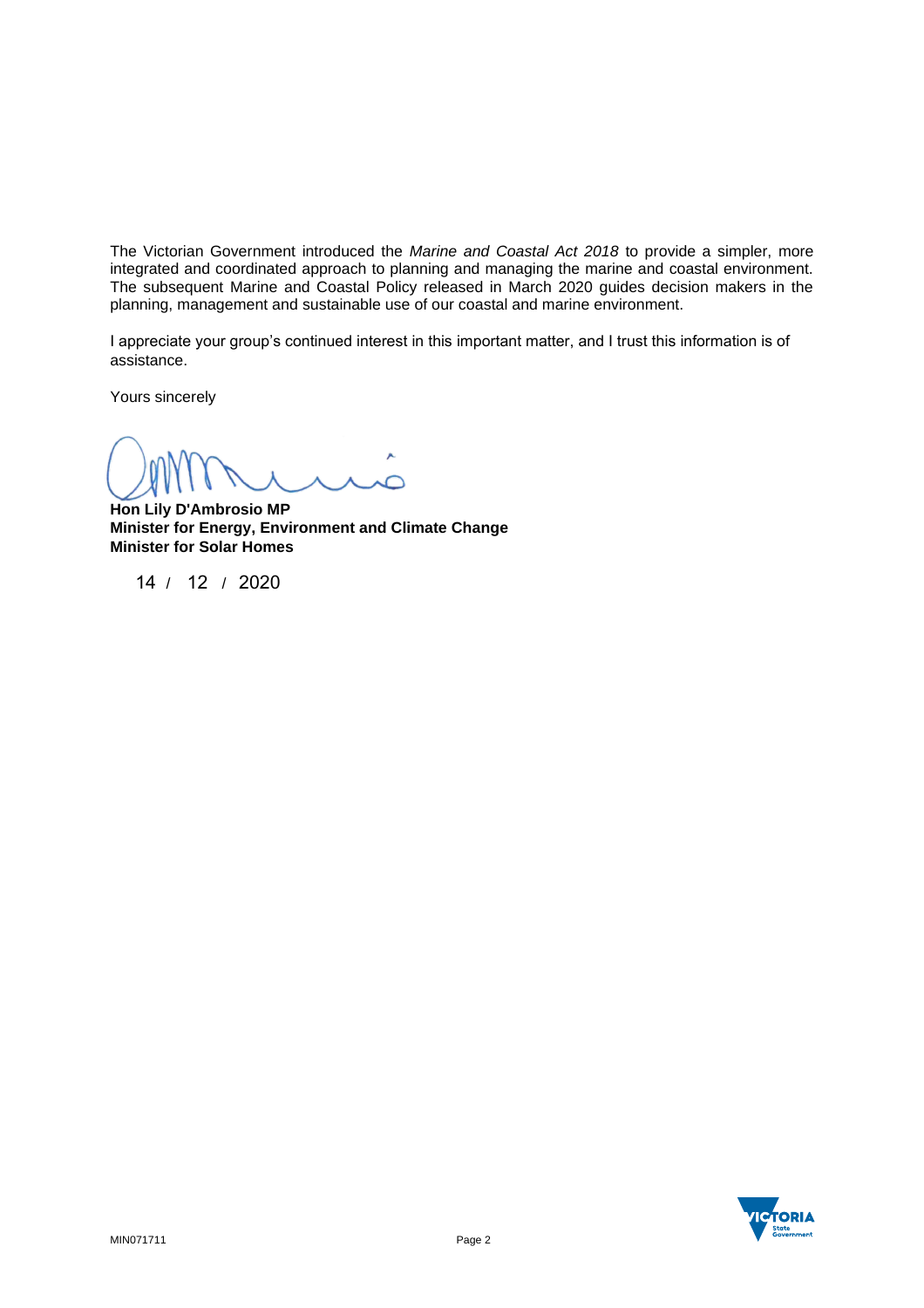The Victorian Government introduced the *Marine and Coastal Act 2018* to provide a simpler, more integrated and coordinated approach to planning and managing the marine and coastal environment. The subsequent Marine and Coastal Policy released in March 2020 guides decision makers in the planning, management and sustainable use of our coastal and marine environment.

I appreciate your group's continued interest in this important matter, and I trust this information is of assistance.

Yours sincerely

**Hon Lily D'Ambrosio MP**
**Minister for Energy, Environment and Climate Change**
**Minister for Solar Homes**

14 / 12 / 2020

MIN071711